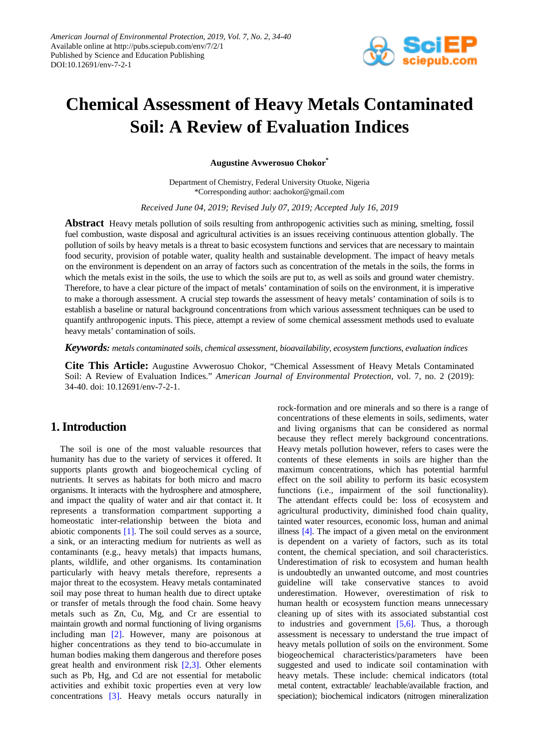# Chemical Assessment of Heavy Metals Contaminated Soil: A Review of Evaluation Indices

**Augustine Avwerosuo Chokor***

Department of Chemistry, Federal University Otuoke, Nigeria
*Corresponding author: aachokor@gmail.com

*Received June 04, 2019; Revised July 07, 2019; Accepted July 16, 2019*

**Abstract** Heavy metals pollution of soils resulting from anthropogenic activities such as mining, smelting, fossil fuel combustion, waste disposal and agricultural activities is an issues receiving continuous attention globally. The pollution of soils by heavy metals is a threat to basic ecosystem functions and services that are necessary to maintain food security, provision of potable water, quality health and sustainable development. The impact of heavy metals on the environment is dependent on an array of factors such as concentration of the metals in the soils, the forms in which the metals exist in the soils, the use to which the soils are put to, as well as soils and ground water chemistry. Therefore, to have a clear picture of the impact of metals' contamination of soils on the environment, it is imperative to make a thorough assessment. A crucial step towards the assessment of heavy metals' contamination of soils is to establish a baseline or natural background concentrations from which various assessment techniques can be used to quantify anthropogenic inputs. This piece, attempt a review of some chemical assessment methods used to evaluate heavy metals' contamination of soils.

***Keywords:*** *metals contaminated soils, chemical assessment, bioavailability, ecosystem functions, evaluation indices*

**Cite This Article:** Augustine Avwerosuo Chokor, "Chemical Assessment of Heavy Metals Contaminated Soil: A Review of Evaluation Indices." *American Journal of Environmental Protection*, vol. 7, no. 2 (2019): 34-40. doi: 10.12691/env-7-2-1.

## 1. Introduction

The soil is one of the most valuable resources that humanity has due to the variety of services it offered. It supports plants growth and biogeochemical cycling of nutrients. It serves as habitats for both micro and macro organisms. It interacts with the hydrosphere and atmosphere, and impact the quality of water and air that contact it. It represents a transformation compartment supporting a homeostatic inter-relationship between the biota and abiotic components [1]. The soil could serves as a source, a sink, or an interacting medium for nutrients as well as contaminants (e.g., heavy metals) that impacts humans, plants, wildlife, and other organisms. Its contamination particularly with heavy metals therefore, represents a major threat to the ecosystem. Heavy metals contaminated soil may pose threat to human health due to direct uptake or transfer of metals through the food chain. Some heavy metals such as Zn, Cu, Mg, and Cr are essential to maintain growth and normal functioning of living organisms including man [2]. However, many are poisonous at higher concentrations as they tend to bio-accumulate in human bodies making them dangerous and therefore poses great health and environment risk [2,3]. Other elements such as Pb, Hg, and Cd are not essential for metabolic activities and exhibit toxic properties even at very low concentrations [3]. Heavy metals occurs naturally in rock-formation and ore minerals and so there is a range of concentrations of these elements in soils, sediments, water and living organisms that can be considered as normal because they reflect merely background concentrations. Heavy metals pollution however, refers to cases were the contents of these elements in soils are higher than the maximum concentrations, which has potential harmful effect on the soil ability to perform its basic ecosystem functions (i.e., impairment of the soil functionality). The attendant effects could be: loss of ecosystem and agricultural productivity, diminished food chain quality, tainted water resources, economic loss, human and animal illness [4]. The impact of a given metal on the environment is dependent on a variety of factors, such as its total content, the chemical speciation, and soil characteristics. Underestimation of risk to ecosystem and human health is undoubtedly an unwanted outcome, and most countries guideline will take conservative stances to avoid underestimation. However, overestimation of risk to human health or ecosystem function means unnecessary cleaning up of sites with its associated substantial cost to industries and government [5,6]. Thus, a thorough assessment is necessary to understand the true impact of heavy metals pollution of soils on the environment. Some biogeochemical characteristics/parameters have been suggested and used to indicate soil contamination with heavy metals. These include: chemical indicators (total metal content, extractable/ leachable/available fraction, and speciation); biochemical indicators (nitrogen mineralization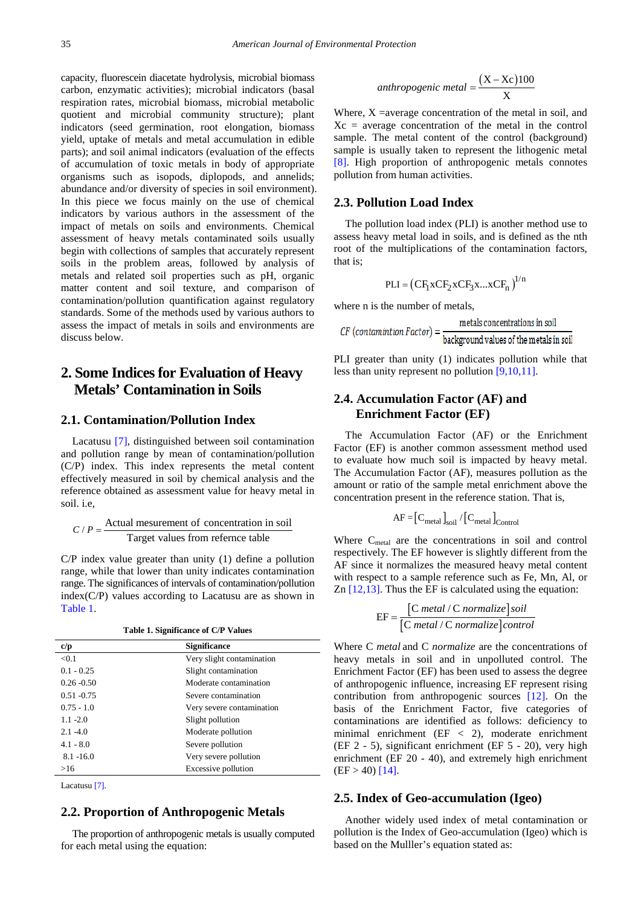capacity, fluorescein diacetate hydrolysis, microbial biomass carbon, enzymatic activities); microbial indicators (basal respiration rates, microbial biomass, microbial metabolic quotient and microbial community structure); plant indicators (seed germination, root elongation, biomass yield, uptake of metals and metal accumulation in edible parts); and soil animal indicators (evaluation of the effects of accumulation of toxic metals in body of appropriate organisms such as isopods, diplopods, and annelids; abundance and/or diversity of species in soil environment). In this piece we focus mainly on the use of chemical indicators by various authors in the assessment of the impact of metals on soils and environments. Chemical assessment of heavy metals contaminated soils usually begin with collections of samples that accurately represent soils in the problem areas, followed by analysis of metals and related soil properties such as pH, organic matter content and soil texture, and comparison of contamination/pollution quantification against regulatory standards. Some of the methods used by various authors to assess the impact of metals in soils and environments are discuss below.

## 2. Some Indices for Evaluation of Heavy Metals' Contamination in Soils

### 2.1. Contamination/Pollution Index

Lacatusu [7], distinguished between soil contamination and pollution range by mean of contamination/pollution (C/P) index. This index represents the metal content effectively measured in soil by chemical analysis and the reference obtained as assessment value for heavy metal in soil. i.e,

$$C/P = \frac{\text{Actual mesurement of concentration in soil}}{\text{Target values from refernce table}}$$

C/P index value greater than unity (1) define a pollution range, while that lower than unity indicates contamination range. The significances of intervals of contamination/pollution index(C/P) values according to Lacatusu are as shown in Table 1.

**Table 1. Significance of C/P Values**

| c/p | Significance |
|---|---|
| <0.1 | Very slight contamination |
| 0.1 - 0.25 | Slight contamination |
| 0.26 -0.50 | Moderate contamination |
| 0.51 -0.75 | Severe contamination |
| 0.75 - 1.0 | Very severe contamination |
| 1.1 -2.0 | Slight pollution |
| 2.1 -4.0 | Moderate pollution |
| 4.1 - 8.0 | Severe pollution |
| 8.1 -16.0 | Very severe pollution |
| >16 | Excessive pollution |

Lacatusu [7].

### 2.2. Proportion of Anthropogenic Metals

The proportion of anthropogenic metals is usually computed for each metal using the equation:

$$\text{anthropogenic metal} = \frac{(X - Xc)100}{X}$$

Where, X =average concentration of the metal in soil, and Xc = average concentration of the metal in the control sample. The metal content of the control (background) sample is usually taken to represent the lithogenic metal [8]. High proportion of anthropogenic metals connotes pollution from human activities.

### 2.3. Pollution Load Index

The pollution load index (PLI) is another method use to assess heavy metal load in soils, and is defined as the nth root of the multiplications of the contamination factors, that is;

$$\text{PLI} = (\text{CF}_1 \text{x} \text{CF}_2 \text{x} \text{CF}_3 \text{x} ... \text{x} \text{CF}_n)^{1/n}$$

where n is the number of metals,

$$CF\ (\text{contamintion Factor}) = \frac{\text{metals concentrations in soil}}{\text{background values of the metals in soil}}$$

PLI greater than unity (1) indicates pollution while that less than unity represent no pollution [9,10,11].

### 2.4. Accumulation Factor (AF) and Enrichment Factor (EF)

The Accumulation Factor (AF) or the Enrichment Factor (EF) is another common assessment method used to evaluate how much soil is impacted by heavy metal. The Accumulation Factor (AF), measures pollution as the amount or ratio of the sample metal enrichment above the concentration present in the reference station. That is,

$$\text{AF} = [\text{C}_{\text{metal}}]_{\text{soil}} / [\text{C}_{\text{metal}}]_{\text{Control}}$$

Where $C_{metal}$ are the concentrations in soil and control respectively. The EF however is slightly different from the AF since it normalizes the measured heavy metal content with respect to a sample reference such as Fe, Mn, Al, or Zn [12,13]. Thus the EF is calculated using the equation:

$$\text{EF} = \frac{[\text{C}\ metal / \text{C}\ normalize]\ soil}{[\text{C}\ metal / \text{C}\ normalize]\ control}$$

Where C *metal* and C *normalize* are the concentrations of heavy metals in soil and in unpolluted control. The Enrichment Factor (EF) has been used to assess the degree of anthropogenic influence, increasing EF represent rising contribution from anthropogenic sources [12]. On the basis of the Enrichment Factor, five categories of contaminations are identified as follows: deficiency to minimal enrichment (EF < 2), moderate enrichment (EF 2 - 5), significant enrichment (EF 5 - 20), very high enrichment (EF 20 - 40), and extremely high enrichment (EF > 40) [14].

### 2.5. Index of Geo-accumulation (Igeo)

Another widely used index of metal contamination or pollution is the Index of Geo-accumulation (Igeo) which is based on the Mulller's equation stated as: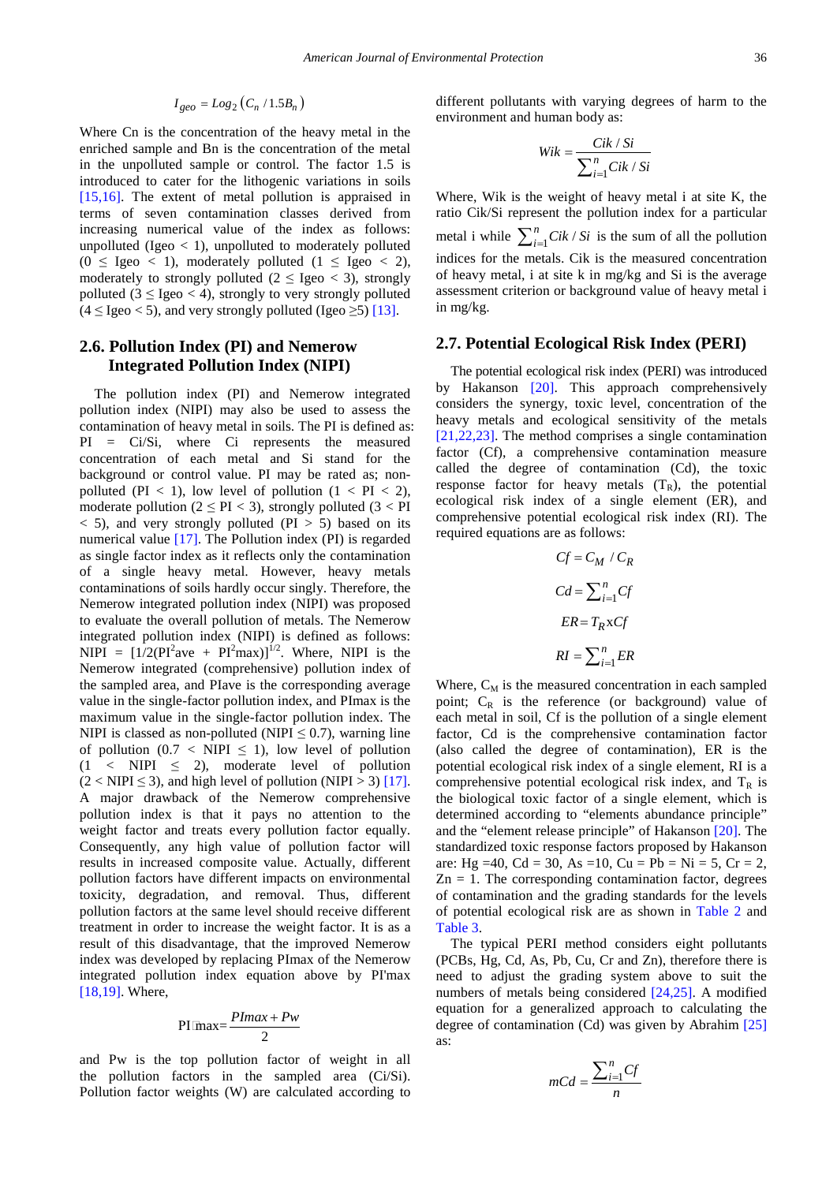$$I_{geo} = Log_2\left(C_n / 1.5B_n\right)$$

Where Cn is the concentration of the heavy metal in the enriched sample and Bn is the concentration of the metal in the unpolluted sample or control. The factor 1.5 is introduced to cater for the lithogenic variations in soils [15,16]. The extent of metal pollution is appraised in terms of seven contamination classes derived from increasing numerical value of the index as follows: unpolluted (Igeo < 1), unpolluted to moderately polluted (0 ≤ Igeo < 1), moderately polluted (1 ≤ Igeo < 2), moderately to strongly polluted (2 ≤ Igeo < 3), strongly polluted (3 ≤ Igeo < 4), strongly to very strongly polluted (4 ≤ Igeo < 5), and very strongly polluted (Igeo ≥5) [13].

## 2.6. Pollution Index (PI) and Nemerow Integrated Pollution Index (NIPI)

The pollution index (PI) and Nemerow integrated pollution index (NIPI) may also be used to assess the contamination of heavy metal in soils. The PI is defined as: PI = Ci/Si, where Ci represents the measured concentration of each metal and Si stand for the background or control value. PI may be rated as; non-polluted (PI < 1), low level of pollution (1 < PI < 2), moderate pollution (2 ≤ PI < 3), strongly polluted (3 < PI < 5), and very strongly polluted (PI > 5) based on its numerical value [17]. The Pollution index (PI) is regarded as single factor index as it reflects only the contamination of a single heavy metal. However, heavy metals contaminations of soils hardly occur singly. Therefore, the Nemerow integrated pollution index (NIPI) was proposed to evaluate the overall pollution of metals. The Nemerow integrated pollution index (NIPI) is defined as follows: NIPI = $[1/2(PI^2ave + PI^2max)]^{1/2}$. Where, NIPI is the Nemerow integrated (comprehensive) pollution index of the sampled area, and PIave is the corresponding average value in the single-factor pollution index, and PImax is the maximum value in the single-factor pollution index. The NIPI is classed as non-polluted (NIPI ≤ 0.7), warning line of pollution (0.7 < NIPI ≤ 1), low level of pollution (1 < NIPI ≤ 2), moderate level of pollution (2 < NIPI ≤ 3), and high level of pollution (NIPI > 3) [17]. A major drawback of the Nemerow comprehensive pollution index is that it pays no attention to the weight factor and treats every pollution factor equally. Consequently, any high value of pollution factor will results in increased composite value. Actually, different pollution factors have different impacts on environmental toxicity, degradation, and removal. Thus, different pollution factors at the same level should receive different treatment in order to increase the weight factor. It is as a result of this disadvantage, that the improved Nemerow index was developed by replacing PImax of the Nemerow integrated pollution index equation above by PI'max [18,19]. Where,

$$PI'max = \frac{PImax + Pw}{2}$$

and Pw is the top pollution factor of weight in all the pollution factors in the sampled area (Ci/Si). Pollution factor weights (W) are calculated according to different pollutants with varying degrees of harm to the environment and human body as:

$$Wik = \frac{Cik / Si}{\sum_{i=1}^{n} Cik / Si}$$

Where, Wik is the weight of heavy metal i at site K, the ratio Cik/Si represent the pollution index for a particular metal i while $\sum_{i=1}^{n} Cik / Si$ is the sum of all the pollution indices for the metals. Cik is the measured concentration of heavy metal, i at site k in mg/kg and Si is the average assessment criterion or background value of heavy metal i in mg/kg.

## 2.7. Potential Ecological Risk Index (PERI)

The potential ecological risk index (PERI) was introduced by Hakanson [20]. This approach comprehensively considers the synergy, toxic level, concentration of the heavy metals and ecological sensitivity of the metals [21,22,23]. The method comprises a single contamination factor (Cf), a comprehensive contamination measure called the degree of contamination (Cd), the toxic response factor for heavy metals ($T_R$), the potential ecological risk index of a single element (ER), and comprehensive potential ecological risk index (RI). The required equations are as follows:

$$Cf = C_M / C_R$$

$$Cd = \sum_{i=1}^{n} Cf$$

$$ER = T_R x Cf$$

$$RI = \sum_{i=1}^{n} ER$$

Where, $C_M$ is the measured concentration in each sampled point; $C_R$ is the reference (or background) value of each metal in soil, Cf is the pollution of a single element factor, Cd is the comprehensive contamination factor (also called the degree of contamination), ER is the potential ecological risk index of a single element, RI is a comprehensive potential ecological risk index, and $T_R$ is the biological toxic factor of a single element, which is determined according to "elements abundance principle" and the "element release principle" of Hakanson [20]. The standardized toxic response factors proposed by Hakanson are: Hg =40, Cd = 30, As =10, Cu = Pb = Ni = 5, Cr = 2, Zn = 1. The corresponding contamination factor, degrees of contamination and the grading standards for the levels of potential ecological risk are as shown in Table 2 and Table 3.

The typical PERI method considers eight pollutants (PCBs, Hg, Cd, As, Pb, Cu, Cr and Zn), therefore there is need to adjust the grading system above to suit the numbers of metals being considered [24,25]. A modified equation for a generalized approach to calculating the degree of contamination (Cd) was given by Abrahim [25] as:

$$mCd = \frac{\sum_{i=1}^{n} Cf}{n}$$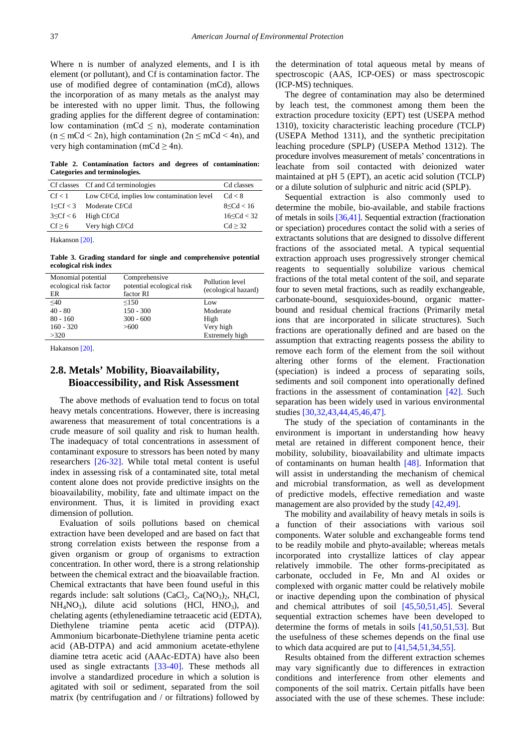Where n is number of analyzed elements, and I is ith element (or pollutant), and Cf is contamination factor. The use of modified degree of contamination (mCd), allows the incorporation of as many metals as the analyst may be interested with no upper limit. Thus, the following grading applies for the different degree of contamination: low contamination (mCd $\leq$ n), moderate contamination (n $\leq$ mCd < 2n), high contamination (2n $\leq$ mCd < 4n), and very high contamination (mCd $\geq$ 4n).

**Table 2. Contamination factors and degrees of contamination: Categories and terminologies.**

| Cf classes | Cf and Cd terminologies | Cd classes |
|---|---|---|
| Cf < 1 | Low Cf/Cd, implies low contamination level | Cd < 8 |
| 1≤Cf < 3 | Moderate Cf/Cd | 8≤Cd < 16 |
| 3≤Cf < 6 | High Cf/Cd | 16≤Cd < 32 |
| Cf ≥ 6 | Very high Cf/Cd | Cd ≥ 32 |

Hakanson [20].

**Table 3. Grading standard for single and comprehensive potential ecological risk index**

| Monomial potential ecological risk factor ER | Comprehensive potential ecological risk factor RI | Pollution level (ecological hazard) |
|---|---|---|
| ≤40 | ≤150 | Low |
| 40 - 80 | 150 - 300 | Moderate |
| 80 - 160 | 300 - 600 | High |
| 160 - 320 | >600 | Very high |
| >320 | | Extremely high |

Hakanson [20].

## 2.8. Metals' Mobility, Bioavailability, Bioaccessibility, and Risk Assessment

The above methods of evaluation tend to focus on total heavy metals concentrations. However, there is increasing awareness that measurement of total concentrations is a crude measure of soil quality and risk to human health. The inadequacy of total concentrations in assessment of contaminant exposure to stressors has been noted by many researchers [26-32]. While total metal content is useful index in assessing risk of a contaminated site, total metal content alone does not provide predictive insights on the bioavailability, mobility, fate and ultimate impact on the environment. Thus, it is limited in providing exact dimension of pollution.

Evaluation of soils pollutions based on chemical extraction have been developed and are based on fact that strong correlation exists between the response from a given organism or group of organisms to extraction concentration. In other word, there is a strong relationship between the chemical extract and the bioavailable fraction. Chemical extractants that have been found useful in this regards include: salt solutions ($CaCl_2$, $Ca(NO_3)_2$, $NH_4Cl$, $NH_4NO_3$), dilute acid solutions (HCl, $HNO_3$), and chelating agents (ethylenediamine tetraacetic acid (EDTA), Diethylene triamine penta acetic acid (DTPA)). Ammonium bicarbonate-Diethylene triamine penta acetic acid (AB-DTPA) and acid ammonium acetate-ethylene diamine tetra acetic acid (AAAc-EDTA) have also been used as single extractants [33-40]. These methods all involve a standardized procedure in which a solution is agitated with soil or sediment, separated from the soil matrix (by centrifugation and / or filtrations) followed by the determination of total aqueous metal by means of spectroscopic (AAS, ICP-OES) or mass spectroscopic (ICP-MS) techniques.

The degree of contamination may also be determined by leach test, the commonest among them been the extraction procedure toxicity (EPT) test (USEPA method 1310), toxicity characteristic leaching procedure (TCLP) (USEPA Method 1311), and the synthetic precipitation leaching procedure (SPLP) (USEPA Method 1312). The procedure involves measurement of metals' concentrations in leachate from soil contacted with deionized water maintained at pH 5 (EPT), an acetic acid solution (TCLP) or a dilute solution of sulphuric and nitric acid (SPLP).

Sequential extraction is also commonly used to determine the mobile, bio-available, and stabile fractions of metals in soils [36,41]. Sequential extraction (fractionation or speciation) procedures contact the solid with a series of extractants solutions that are designed to dissolve different fractions of the associated metal. A typical sequential extraction approach uses progressively stronger chemical reagents to sequentially solubilize various chemical fractions of the total metal content of the soil, and separate four to seven metal fractions, such as readily exchangeable, carbonate-bound, sesquioxides-bound, organic matter-bound and residual chemical fractions (Primarily metal ions that are incorporated in silicate structures). Such fractions are operationally defined and are based on the assumption that extracting reagents possess the ability to remove each form of the element from the soil without altering other forms of the element. Fractionation (speciation) is indeed a process of separating soils, sediments and soil component into operationally defined fractions in the assessment of contamination [42]. Such separation has been widely used in various environmental studies [30,32,43,44,45,46,47].

The study of the speciation of contaminants in the environment is important in understanding how heavy metal are retained in different component hence, their mobility, solubility, bioavailability and ultimate impacts of contaminants on human health [48]. Information that will assist in understanding the mechanism of chemical and microbial transformation, as well as development of predictive models, effective remediation and waste management are also provided by the study [42,49].

The mobility and availability of heavy metals in soils is a function of their associations with various soil components. Water soluble and exchangeable forms tend to be readily mobile and phyto-available; whereas metals incorporated into crystallize lattices of clay appear relatively immobile. The other forms-precipitated as carbonate, occluded in Fe, Mn and Al oxides or complexed with organic matter could be relatively mobile or inactive depending upon the combination of physical and chemical attributes of soil [45,50,51,45]. Several sequential extraction schemes have been developed to determine the forms of metals in soils [41,50,51,53]. But the usefulness of these schemes depends on the final use to which data acquired are put to [41,54,51,34,55].

Results obtained from the different extraction schemes may vary significantly due to differences in extraction conditions and interference from other elements and components of the soil matrix. Certain pitfalls have been associated with the use of these schemes. These include: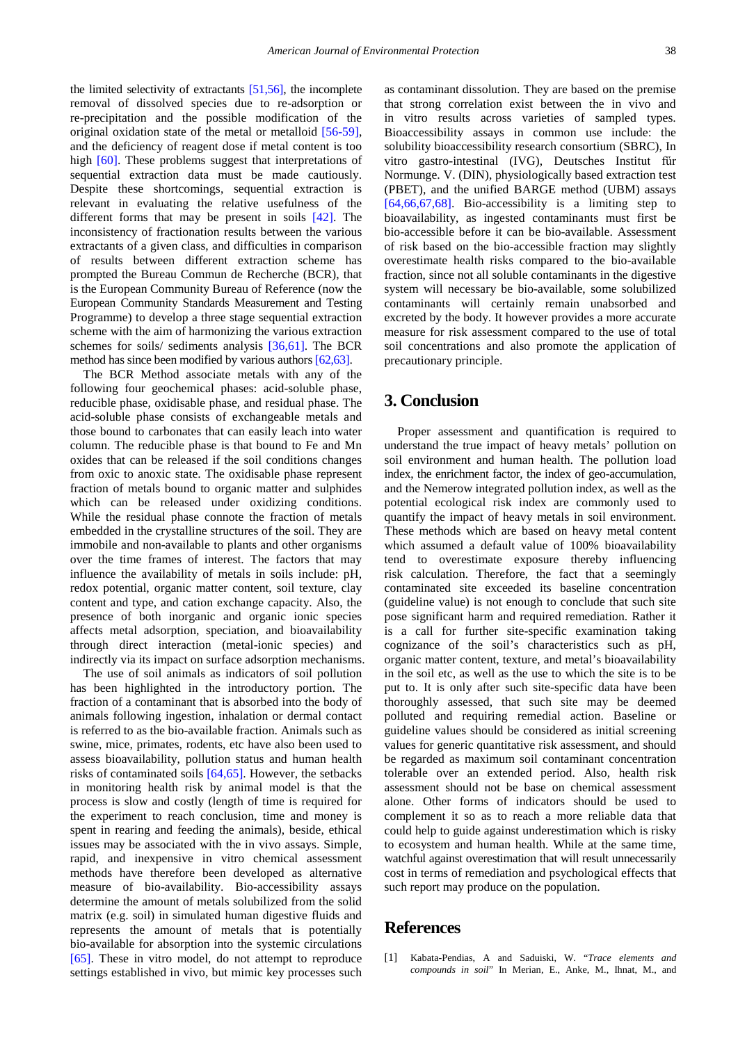the limited selectivity of extractants [51,56], the incomplete removal of dissolved species due to re-adsorption or re-precipitation and the possible modification of the original oxidation state of the metal or metalloid [56-59], and the deficiency of reagent dose if metal content is too high [60]. These problems suggest that interpretations of sequential extraction data must be made cautiously. Despite these shortcomings, sequential extraction is relevant in evaluating the relative usefulness of the different forms that may be present in soils [42]. The inconsistency of fractionation results between the various extractants of a given class, and difficulties in comparison of results between different extraction scheme has prompted the Bureau Commun de Recherche (BCR), that is the European Community Bureau of Reference (now the European Community Standards Measurement and Testing Programme) to develop a three stage sequential extraction scheme with the aim of harmonizing the various extraction schemes for soils/ sediments analysis [36,61]. The BCR method has since been modified by various authors [62,63].

The BCR Method associate metals with any of the following four geochemical phases: acid-soluble phase, reducible phase, oxidisable phase, and residual phase. The acid-soluble phase consists of exchangeable metals and those bound to carbonates that can easily leach into water column. The reducible phase is that bound to Fe and Mn oxides that can be released if the soil conditions changes from oxic to anoxic state. The oxidisable phase represent fraction of metals bound to organic matter and sulphides which can be released under oxidizing conditions. While the residual phase connote the fraction of metals embedded in the crystalline structures of the soil. They are immobile and non-available to plants and other organisms over the time frames of interest. The factors that may influence the availability of metals in soils include: pH, redox potential, organic matter content, soil texture, clay content and type, and cation exchange capacity. Also, the presence of both inorganic and organic ionic species affects metal adsorption, speciation, and bioavailability through direct interaction (metal-ionic species) and indirectly via its impact on surface adsorption mechanisms.

The use of soil animals as indicators of soil pollution has been highlighted in the introductory portion. The fraction of a contaminant that is absorbed into the body of animals following ingestion, inhalation or dermal contact is referred to as the bio-available fraction. Animals such as swine, mice, primates, rodents, etc have also been used to assess bioavailability, pollution status and human health risks of contaminated soils [64,65]. However, the setbacks in monitoring health risk by animal model is that the process is slow and costly (length of time is required for the experiment to reach conclusion, time and money is spent in rearing and feeding the animals), beside, ethical issues may be associated with the in vivo assays. Simple, rapid, and inexpensive in vitro chemical assessment methods have therefore been developed as alternative measure of bio-availability. Bio-accessibility assays determine the amount of metals solubilized from the solid matrix (e.g. soil) in simulated human digestive fluids and represents the amount of metals that is potentially bio-available for absorption into the systemic circulations [65]. These in vitro model, do not attempt to reproduce settings established in vivo, but mimic key processes such as contaminant dissolution. They are based on the premise that strong correlation exist between the in vivo and in vitro results across varieties of sampled types. Bioaccessibility assays in common use include: the solubility bioaccessibility research consortium (SBRC), In vitro gastro-intestinal (IVG), Deutsches Institut für Normunge. V. (DIN), physiologically based extraction test (PBET), and the unified BARGE method (UBM) assays [64,66,67,68]. Bio-accessibility is a limiting step to bioavailability, as ingested contaminants must first be bio-accessible before it can be bio-available. Assessment of risk based on the bio-accessible fraction may slightly overestimate health risks compared to the bio-available fraction, since not all soluble contaminants in the digestive system will necessary be bio-available, some solubilized contaminants will certainly remain unabsorbed and excreted by the body. It however provides a more accurate measure for risk assessment compared to the use of total soil concentrations and also promote the application of precautionary principle.

## 3. Conclusion

Proper assessment and quantification is required to understand the true impact of heavy metals' pollution on soil environment and human health. The pollution load index, the enrichment factor, the index of geo-accumulation, and the Nemerow integrated pollution index, as well as the potential ecological risk index are commonly used to quantify the impact of heavy metals in soil environment. These methods which are based on heavy metal content which assumed a default value of 100% bioavailability tend to overestimate exposure thereby influencing risk calculation. Therefore, the fact that a seemingly contaminated site exceeded its baseline concentration (guideline value) is not enough to conclude that such site pose significant harm and required remediation. Rather it is a call for further site-specific examination taking cognizance of the soil's characteristics such as pH, organic matter content, texture, and metal's bioavailability in the soil etc, as well as the use to which the site is to be put to. It is only after such site-specific data have been thoroughly assessed, that such site may be deemed polluted and requiring remedial action. Baseline or guideline values should be considered as initial screening values for generic quantitative risk assessment, and should be regarded as maximum soil contaminant concentration tolerable over an extended period. Also, health risk assessment should not be base on chemical assessment alone. Other forms of indicators should be used to complement it so as to reach a more reliable data that could help to guide against underestimation which is risky to ecosystem and human health. While at the same time, watchful against overestimation that will result unnecessarily cost in terms of remediation and psychological effects that such report may produce on the population.

## References

[1] Kabata-Pendias, A and Saduiski, W. "*Trace elements and compounds in soil*" In Merian, E., Anke, M., Ihnat, M., and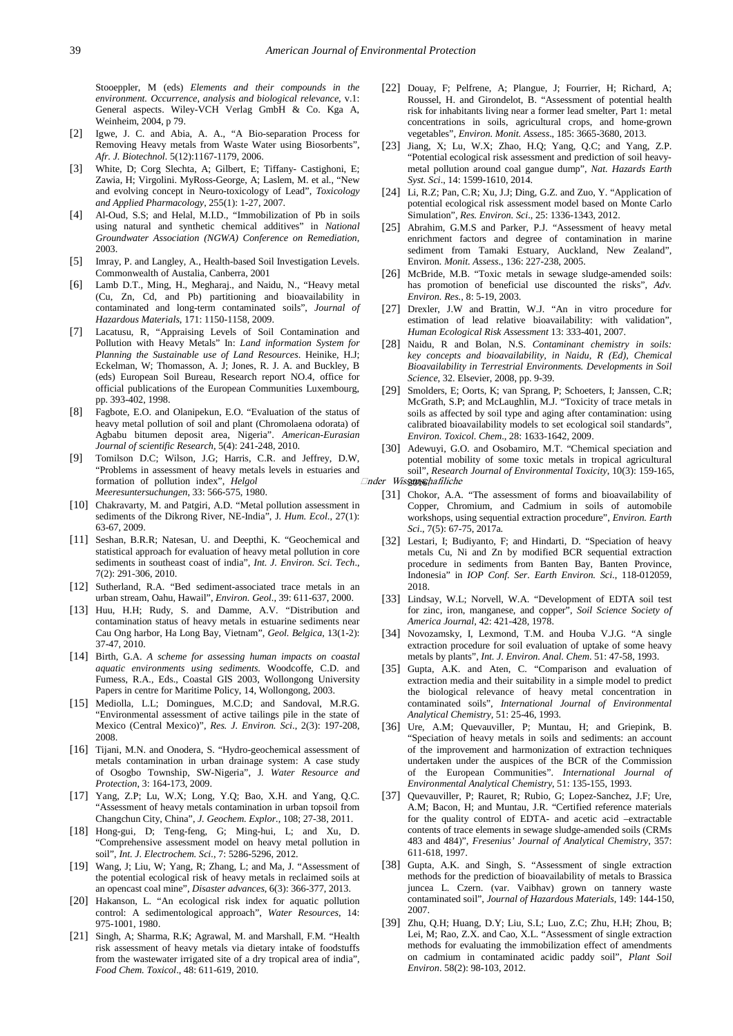Stooeppler, M (eds) *Elements and their compounds in the environment. Occurrence, analysis and biological relevance*, v.1: General aspects. Wiley-VCH Verlag GmbH & Co. Kga A, Weinheim, 2004, p 79.

[2] Igwe, J. C. and Abia, A. A., "A Bio-separation Process for Removing Heavy metals from Waste Water using Biosorbents", *Afr. J. Biotechnol*. 5(12):1167-1179, 2006.

[3] White, D; Corg Slechta, A; Gilbert, E; Tiffany- Castighoni, E; Zawia, H; Virgolini. MyRoss-George, A; Laslem, M. et al., "New and evolving concept in Neuro-toxicology of Lead", *Toxicology and Applied Pharmacology*, 255(1): 1-27, 2007.

[4] Al-Oud, S.S; and Helal, M.I.D., "Immobilization of Pb in soils using natural and synthetic chemical additives" in *National Groundwater Association (NGWA) Conference on Remediation*, 2003.

[5] Imray, P. and Langley, A., Health-based Soil Investigation Levels. Commonwealth of Austalia, Canberra, 2001

[6] Lamb D.T., Ming, H., Megharaj., and Naidu, N., "Heavy metal (Cu, Zn, Cd, and Pb) partitioning and bioavailability in contaminated and long-term contaminated soils", *Journal of Hazardous Materials*, 171: 1150-1158, 2009.

[7] Lacatusu, R, "Appraising Levels of Soil Contamination and Pollution with Heavy Metals" In: *Land information System for Planning the Sustainable use of Land Resources*. Heinike, H.J; Eckelman, W; Thomasson, A. J; Jones, R. J. A. and Buckley, B (eds) European Soil Bureau, Research report NO.4, office for official publications of the European Communities Luxembourg, pp. 393-402, 1998.

[8] Fagbote, E.O. and Olanipekun, E.O. "Evaluation of the status of heavy metal pollution of soil and plant (Chromolaena odorata) of Agbabu bitumen deposit area, Nigeria". *American-Eurasian Journal of scientific Research*, 5(4): 241-248, 2010.

[9] Tomilson D.C; Wilson, J.G; Harris, C.R. and Jeffrey, D.W, "Problems in assessment of heavy metals levels in estuaries and formation of pollution index", *Helgol Wissenschafliche Meeresuntersuchungen*, 33: 566-575, 1980.

[10] Chakravarty, M. and Patgiri, A.D. "Metal pollution assessment in sediments of the Dikrong River, NE-India", J. *Hum. Ecol*., 27(1): 63-67, 2009.

[11] Seshan, B.R.R; Natesan, U. and Deepthi, K. "Geochemical and statistical approach for evaluation of heavy metal pollution in core sediments in southeast coast of india", *Int. J. Environ. Sci. Tech*., 7(2): 291-306, 2010.

[12] Sutherland, R.A. "Bed sediment-associated trace metals in an urban stream, Oahu, Hawaii", *Environ. Geol*., 39: 611-637, 2000.

[13] Huu, H.H; Rudy, S. and Damme, A.V. "Distribution and contamination status of heavy metals in estuarine sediments near Cau Ong harbor, Ha Long Bay, Vietnam", *Geol. Belgica*, 13(1-2): 37-47, 2010.

[14] Birth, G.A. *A scheme for assessing human impacts on coastal aquatic environments using sediments*. Woodcoffe, C.D. and Fumess, R.A., Eds., Coastal GIS 2003, Wollongong University Papers in centre for Maritime Policy, 14, Wollongong, 2003.

[15] Mediolla, L.L; Domingues, M.C.D; and Sandoval, M.R.G. "Environmental assessment of active tailings pile in the state of Mexico (Central Mexico)", *Res. J. Environ. Sci*., 2(3): 197-208, 2008.

[16] Tijani, M.N. and Onodera, S. "Hydro-geochemical assessment of metals contamination in urban drainage system: A case study of Osogbo Township, SW-Nigeria", J*. Water Resource and Protection*, 3: 164-173, 2009.

[17] Yang, Z.P; Lu, W.X; Long, Y.Q; Bao, X.H. and Yang, Q.C. "Assessment of heavy metals contamination in urban topsoil from Changchun City, China", *J. Geochem. Explor*., 108; 27-38, 2011.

[18] Hong-gui, D; Teng-feng, G; Ming-hui, L; and Xu, D. "Comprehensive assessment model on heavy metal pollution in soil", *Int. J. Electrochem. Sci*., 7: 5286-5296, 2012.

[19] Wang, J; Liu, W; Yang, R; Zhang, L; and Ma, J. "Assessment of the potential ecological risk of heavy metals in reclaimed soils at an opencast coal mine", *Disaster advances*, 6(3): 366-377, 2013.

[20] Hakanson, L. "An ecological risk index for aquatic pollution control: A sedimentological approach", *Water Resources*, 14: 975-1001, 1980.

[21] Singh, A; Sharma, R.K; Agrawal, M. and Marshall, F.M. "Health risk assessment of heavy metals via dietary intake of foodstuffs from the wastewater irrigated site of a dry tropical area of india", *Food Chem. Toxicol*., 48: 611-619, 2010.

[22] Douay, F; Pelfrene, A; Plangue, J; Fourrier, H; Richard, A; Roussel, H. and Girondelot, B. "Assessment of potential health risk for inhabitants living near a former lead smelter, Part 1: metal concentrations in soils, agricultural crops, and home-grown vegetables", *Environ. Monit. Assess*., 185: 3665-3680, 2013.

[23] Jiang, X; Lu, W.X; Zhao, H.Q; Yang, Q.C; and Yang, Z.P. "Potential ecological risk assessment and prediction of soil heavy-metal pollution around coal gangue dump", *Nat. Hazards Earth Syst. Sci*., 14: 1599-1610, 2014.

[24] Li, R.Z; Pan, C.R; Xu, J.J; Ding, G.Z. and Zuo, Y. "Application of potential ecological risk assessment model based on Monte Carlo Simulation", *Res. Environ. Sci*., 25: 1336-1343, 2012.

[25] Abrahim, G.M.S and Parker, P.J. "Assessment of heavy metal enrichment factors and degree of contamination in marine sediment from Tamaki Estuary, Auckland, New Zealand", Environ*. Monit. Assess*., 136: 227-238, 2005.

[26] McBride, M.B. "Toxic metals in sewage sludge-amended soils: has promotion of beneficial use discounted the risks", *Adv. Environ. Res.*, 8: 5-19, 2003.

[27] Drexler, J.W and Brattin, W.J. "An in vitro procedure for estimation of lead relative bioavailability: with validation", *Human Ecological Risk Assessment* 13: 333-401, 2007.

[28] Naidu, R and Bolan, N.S. *Contaminant chemistry in soils: key concepts and bioavailability, in Naidu, R (Ed), Chemical Bioavailability in Terrestrial Environments. Developments in Soil Science*, 32. Elsevier, 2008, pp. 9-39.

[29] Smolders, E; Oorts, K; van Sprang, P; Schoeters, I; Janssen, C.R; McGrath, S.P; and McLaughlin, M.J. "Toxicity of trace metals in soils as affected by soil type and aging after contamination: using calibrated bioavailability models to set ecological soil standards", *Environ. Toxicol. Chem*., 28: 1633-1642, 2009.

[30] Adewuyi, G.O. and Osobamiro, M.T. "Chemical speciation and potential mobility of some toxic metals in tropical agricultural soil", *Research Journal of Environmental Toxicity*, 10(3): 159-165, 2016.

[31] Chokor, A.A. "The assessment of forms and bioavailability of Copper, Chromium, and Cadmium in soils of automobile workshops, using sequential extraction procedure", *Environ. Earth Sci*., 7(5): 67-75, 2017a.

[32] Lestari, I; Budiyanto, F; and Hindarti, D. "Speciation of heavy metals Cu, Ni and Zn by modified BCR sequential extraction procedure in sediments from Banten Bay, Banten Province, Indonesia" in *IOP Conf. Ser. Earth Environ. Sci.*, 118-012059, 2018.

[33] Lindsay, W.L; Norvell, W.A. "Development of EDTA soil test for zinc, iron, manganese, and copper", *Soil Science Society of America Journal*, 42: 421-428, 1978.

[34] Novozamsky, I, Lexmond, T.M. and Houba V.J.G. "A single extraction procedure for soil evaluation of uptake of some heavy metals by plants", *Int. J. Environ. Anal. Chem*. 51: 47-58, 1993.

[35] Gupta, A.K. and Aten, C. "Comparison and evaluation of extraction media and their suitability in a simple model to predict the biological relevance of heavy metal concentration in contaminated soils", *International Journal of Environmental Analytical Chemistry*, 51: 25-46, 1993.

[36] Ure, A.M; Quevauviller, P; Muntau, H; and Griepink, B. "Speciation of heavy metals in soils and sediments: an account of the improvement and harmonization of extraction techniques undertaken under the auspices of the BCR of the Commission of the European Communities". *International Journal of Environmental Analytical Chemistry*, 51: 135-155, 1993.

[37] Quevauviller, P; Rauret, R; Rubio, G; Lopez-Sanchez, J.F; Ure, A.M; Bacon, H; and Muntau, J.R. "Certified reference materials for the quality control of EDTA- and acetic acid –extractable contents of trace elements in sewage sludge-amended soils (CRMs 483 and 484)", *Fresenius' Journal of Analytical Chemistry*, 357: 611-618, 1997.

[38] Gupta, A.K. and Singh, S. "Assessment of single extraction methods for the prediction of bioavailability of metals to Brassica juncea L. Czern. (var. Vaibhav) grown on tannery waste contaminated soil", *Journal of Hazardous Materials*, 149: 144-150, 2007.

[39] Zhu, Q.H; Huang, D.Y; Liu, S.L; Luo, Z.C; Zhu, H.H; Zhou, B; Lei, M; Rao, Z.X. and Cao, X.L. "Assessment of single extraction methods for evaluating the immobilization effect of amendments on cadmium in contaminated acidic paddy soil", *Plant Soil Environ*. 58(2): 98-103, 2012.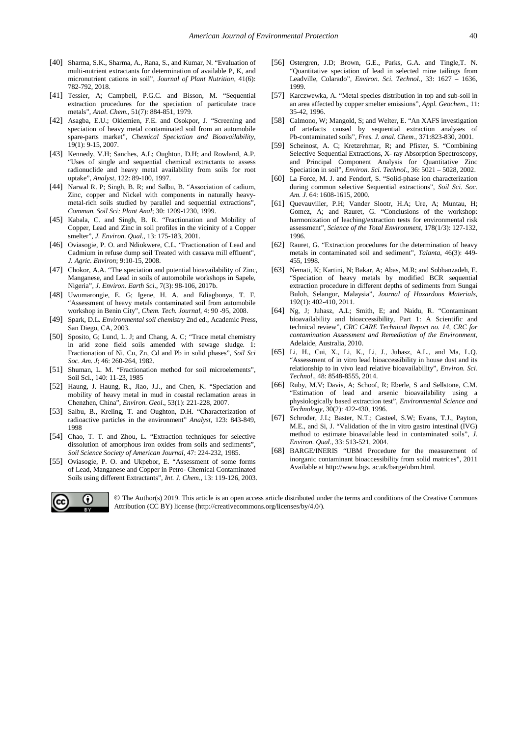[40] Sharma, S.K., Sharma, A., Rana, S., and Kumar, N. "Evaluation of multi-nutrient extractants for determination of available P, K, and micronutrient cations in soil", *Journal of Plant Nutrition*, 41(6): 782-792, 2018.

[41] Tessier, A; Campbell, P.G.C. and Bisson, M. "Sequential extraction procedures for the speciation of particulate trace metals", *Anal. Chem*., 51(7): 884-851, 1979.

[42] Asagba, E.U.; Okiemien, F.E. and Osokpor, J. "Screening and speciation of heavy metal contaminated soil from an automobile spare-parts market", *Chemical Speciation and Bioavailability*, 19(1): 9-15, 2007.

[43] Kennedy, V.H; Sanches, A.L; Oughton, D.H; and Rowland, A.P. "Uses of single and sequential chemical extractants to assess radionuclide and heavy metal availability from soils for root uptake", *Analyst*, 122: 89-100, 1997.

[44] Narwal R. P; Singh, B. R; and Salbu, B. "Association of cadium, Zinc, copper and Nickel with components in naturally heavy-metal-rich soils studied by parallel and sequential extractions", *Commun. Soil Sci; Plant Anal*; 30: 1209-1230, 1999.

[45] Kabala, C. and Singh, B. R. "Fractionation and Mobility of Copper, Lead and Zinc in soil profiles in the vicinity of a Copper smelter", *J. Environ. Qual*., 13: 175-183, 2001.

[46] Oviasogie, P. O. and Ndiokwere, C.L. "Fractionation of Lead and Cadmium in refuse dump soil Treated with cassava mill effluent", *J. Agric. Environ*; 9:10-15, 2008.

[47] Chokor, A.A. "The speciation and potential bioavailability of Zinc, Manganese, and Lead in soils of automobile workshops in Sapele, Nigeria", *J. Environ. Earth Sci*., 7(3): 98-106, 2017b.

[48] Uwumarongie, E. G; Igene, H. A. and Ediagbonya, T. F. "Assessment of heavy metals contaminated soil from automobile workshop in Benin City", *Chem. Tech. Journal*, 4: 90 -95, 2008.

[49] Spark, D.L. *Environmental soil chemistry* 2nd ed., Academic Press, San Diego, CA, 2003.

[50] Sposito, G; Lund, L. J; and Chang, A. C; "Trace metal chemistry in arid zone field soils amended with sewage sludge. 1: Fractionation of Ni, Cu, Zn, Cd and Pb in solid phases", *Soil Sci Soc. Am. J*; 46: 260-264, 1982.

[51] Shuman, L. M. "Fractionation method for soil microelements", Soil Sci., 140: 11-23, 1985

[52] Haung, J. Haung, R., Jiao, J.J., and Chen, K. "Speciation and mobility of heavy metal in mud in coastal reclamation areas in Chenzhen, China", *Environ. Geol*., 53(1): 221-228, 2007.

[53] Salbu, B., Kreling, T. and Oughton, D.H. "Characterization of radioactive particles in the environment" *Analyst*, 123: 843-849, 1998

[54] Chao, T. T. and Zhou, L. "Extraction techniques for selective dissolution of amorphous iron oxides from soils and sediments", *Soil Science Society of American Journal*, 47: 224-232, 1985.

[55] Oviasogie, P. O. and Ukpebor, E. "Assessment of some forms of Lead, Manganese and Copper in Petro- Chemical Contaminated Soils using different Extractants", *Int. J. Chem*., 13: 119-126, 2003.

[56] Ostergren, J.D; Brown, G.E., Parks, G.A. and Tingle,T. N. "Quantitative speciation of lead in selected mine tailings from Leadville, Colarado", *Environ. Sci. Technol.*, 33: 1627 – 1636, 1999.

[57] Karczwewka, A. "Metal species distribution in top and sub-soil in an area affected by copper smelter emissions", *Appl. Geochem.*, 11: 35-42, 1996.

[58] Calmono, W; Mangold, S; and Welter, E. "An XAFS investigation of artefacts caused by sequential extraction analyses of Pb-contaminated soils", *Fres. J. anal. Chem*., 371:823-830, 2001.

[59] Scheinost, A. C; Kretzrehmar, R; and Pfister, S. "Combining Selective Sequential Extractions, X- ray Absorption Spectroscopy, and Principal Component Analysis for Quantitative Zinc Speciation in soil", *Environ. Sci. Technol*., 36: 5021 – 5028, 2002.

[60] La Force, M. J. and Fendorf, S. "Solid-phase ion characterization during common selective Sequential extractions", *Soil Sci. Soc. Am. J.* 64: 1608-1615, 2000.

[61] Quevauviller, P.H; Vander Slootr, H.A; Ure, A; Muntau, H; Gomez, A; and Rauret, G. "Conclusions of the workshop: harmonization of leaching/extraction tests for environmental risk assessment", *Science of the Total Environment*, 178(1/3): 127-132, 1996.

[62] Rauret, G. "Extraction procedures for the determination of heavy metals in contaminated soil and sediment", *Talanta*, 46(3): 449-455, 1998.

[63] Nemati, K; Kartini, N; Bakar, A; Abas, M.R; and Sobhanzadeh, E. "Speciation of heavy metals by modified BCR sequential extraction procedure in different depths of sediments from Sungai Buloh, Selangor, Malaysia", *Journal of Hazardous Materials*, 192(1): 402-410, 2011.

[64] Ng, J; Juhasz, A.L; Smith, E; and Naidu, R. "Contaminant bioavailability and bioaccessibility, Part 1: A Scientific and technical review", *CRC CARE Technical Report no. 14, CRC for contamination Assessment and Remediation of the Environment*, Adelaide, Australia, 2010.

[65] Li, H., Cui, X., Li, K., Li, J., Juhasz, A.L., and Ma, L.Q. "Assessment of in vitro lead bioaccessibility in house dust and its relationship to in vivo lead relative bioavailability", *Environ. Sci. Technol*., 48: 8548-8555, 2014.

[66] Ruby, M.V; Davis, A; Schoof, R; Eberle, S and Sellstone, C.M. "Estimation of lead and arsenic bioavailability using a physiologically based extraction test", *Environmental Science and Technology*, 30(2): 422-430, 1996.

[67] Schroder, J.L; Baster, N.T.; Casteel, S.W; Evans, T.J., Payton, M.E., and Si, J. "Validation of the in vitro gastro intestinal (IVG) method to estimate bioavailable lead in contaminated soils", *J. Environ. Qual*., 33: 513-521, 2004.

[68] BARGE/INERIS "UBM Procedure for the measurement of inorganic contaminant bioaccessibility from solid matrices", 2011 Available at http://www.bgs. ac.uk/barge/ubm.html.

© The Author(s) 2019. This article is an open access article distributed under the terms and conditions of the Creative Commons Attribution (CC BY) license (http://creativecommons.org/licenses/by/4.0/).